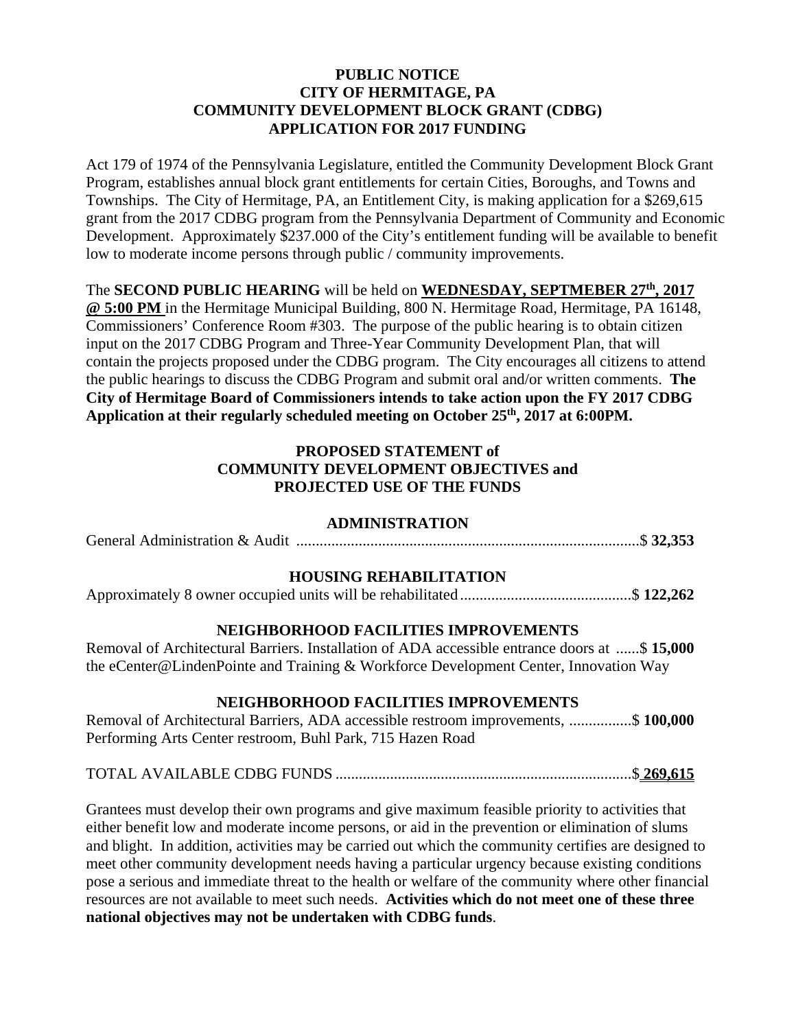**PUBLIC NOTICE**
**CITY OF HERMITAGE, PA**
**COMMUNITY DEVELOPMENT BLOCK GRANT (CDBG)**
**APPLICATION FOR 2017 FUNDING**

Act 179 of 1974 of the Pennsylvania Legislature, entitled the Community Development Block Grant Program, establishes annual block grant entitlements for certain Cities, Boroughs, and Towns and Townships. The City of Hermitage, PA, an Entitlement City, is making application for a $269,615 grant from the 2017 CDBG program from the Pennsylvania Department of Community and Economic Development. Approximately $237.000 of the City's entitlement funding will be available to benefit low to moderate income persons through public / community improvements.

The **SECOND PUBLIC HEARING** will be held on **WEDNESDAY, SEPTMEBER 27th, 2017 @ 5:00 PM** in the Hermitage Municipal Building, 800 N. Hermitage Road, Hermitage, PA 16148, Commissioners' Conference Room #303. The purpose of the public hearing is to obtain citizen input on the 2017 CDBG Program and Three-Year Community Development Plan, that will contain the projects proposed under the CDBG program. The City encourages all citizens to attend the public hearings to discuss the CDBG Program and submit oral and/or written comments. **The City of Hermitage Board of Commissioners intends to take action upon the FY 2017 CDBG Application at their regularly scheduled meeting on October 25th, 2017 at 6:00PM.**

**PROPOSED STATEMENT of**
**COMMUNITY DEVELOPMENT OBJECTIVES and**
**PROJECTED USE OF THE FUNDS**

**ADMINISTRATION**

General Administration & Audit ........................................................................................$ **32,353**

**HOUSING REHABILITATION**

Approximately 8 owner occupied units will be rehabilitated............................................$ **122,262**

**NEIGHBORHOOD FACILITIES IMPROVEMENTS**

Removal of Architectural Barriers. Installation of ADA accessible entrance doors at ......$ **15,000**
the eCenter@LindenPointe and Training & Workforce Development Center, Innovation Way

**NEIGHBORHOOD FACILITIES IMPROVEMENTS**

Removal of Architectural Barriers, ADA accessible restroom improvements, ................$ **100,000**
Performing Arts Center restroom, Buhl Park, 715 Hazen Road

TOTAL AVAILABLE CDBG FUNDS ............................................................................$ **269,615**

Grantees must develop their own programs and give maximum feasible priority to activities that either benefit low and moderate income persons, or aid in the prevention or elimination of slums and blight. In addition, activities may be carried out which the community certifies are designed to meet other community development needs having a particular urgency because existing conditions pose a serious and immediate threat to the health or welfare of the community where other financial resources are not available to meet such needs. **Activities which do not meet one of these three national objectives may not be undertaken with CDBG funds**.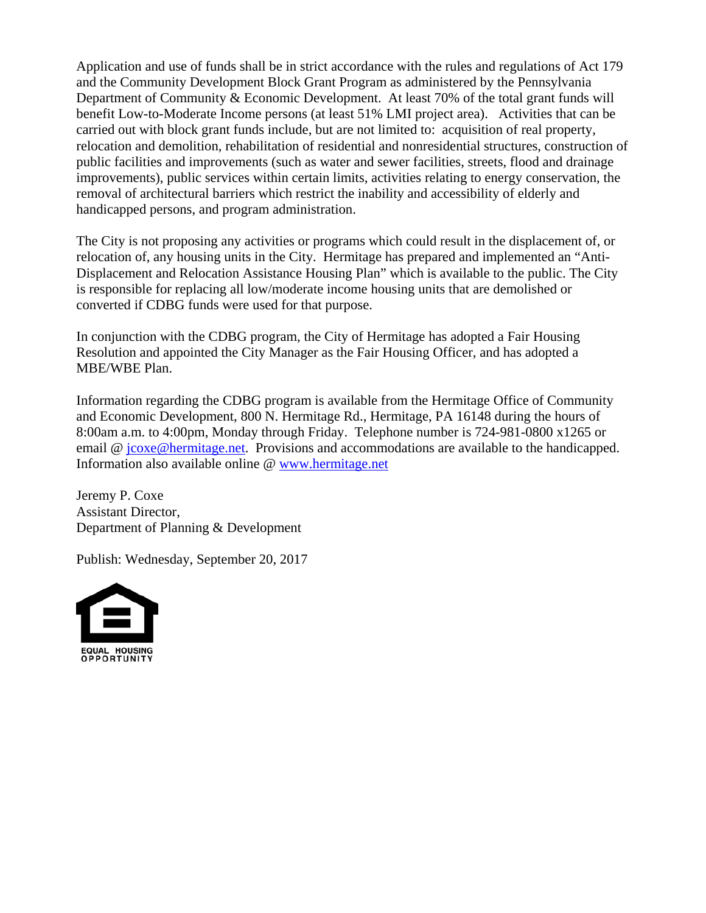Application and use of funds shall be in strict accordance with the rules and regulations of Act 179 and the Community Development Block Grant Program as administered by the Pennsylvania Department of Community & Economic Development. At least 70% of the total grant funds will benefit Low-to-Moderate Income persons (at least 51% LMI project area). Activities that can be carried out with block grant funds include, but are not limited to: acquisition of real property, relocation and demolition, rehabilitation of residential and nonresidential structures, construction of public facilities and improvements (such as water and sewer facilities, streets, flood and drainage improvements), public services within certain limits, activities relating to energy conservation, the removal of architectural barriers which restrict the inability and accessibility of elderly and handicapped persons, and program administration.

The City is not proposing any activities or programs which could result in the displacement of, or relocation of, any housing units in the City. Hermitage has prepared and implemented an "Anti-Displacement and Relocation Assistance Housing Plan" which is available to the public. The City is responsible for replacing all low/moderate income housing units that are demolished or converted if CDBG funds were used for that purpose.

In conjunction with the CDBG program, the City of Hermitage has adopted a Fair Housing Resolution and appointed the City Manager as the Fair Housing Officer, and has adopted a MBE/WBE Plan.

Information regarding the CDBG program is available from the Hermitage Office of Community and Economic Development, 800 N. Hermitage Rd., Hermitage, PA 16148 during the hours of 8:00am a.m. to 4:00pm, Monday through Friday. Telephone number is 724-981-0800 x1265 or email @ jcoxe@hermitage.net. Provisions and accommodations are available to the handicapped. Information also available online @ www.hermitage.net

Jeremy P. Coxe
Assistant Director,
Department of Planning & Development

Publish: Wednesday, September 20, 2017

EQUAL HOUSING OPPORTUNITY